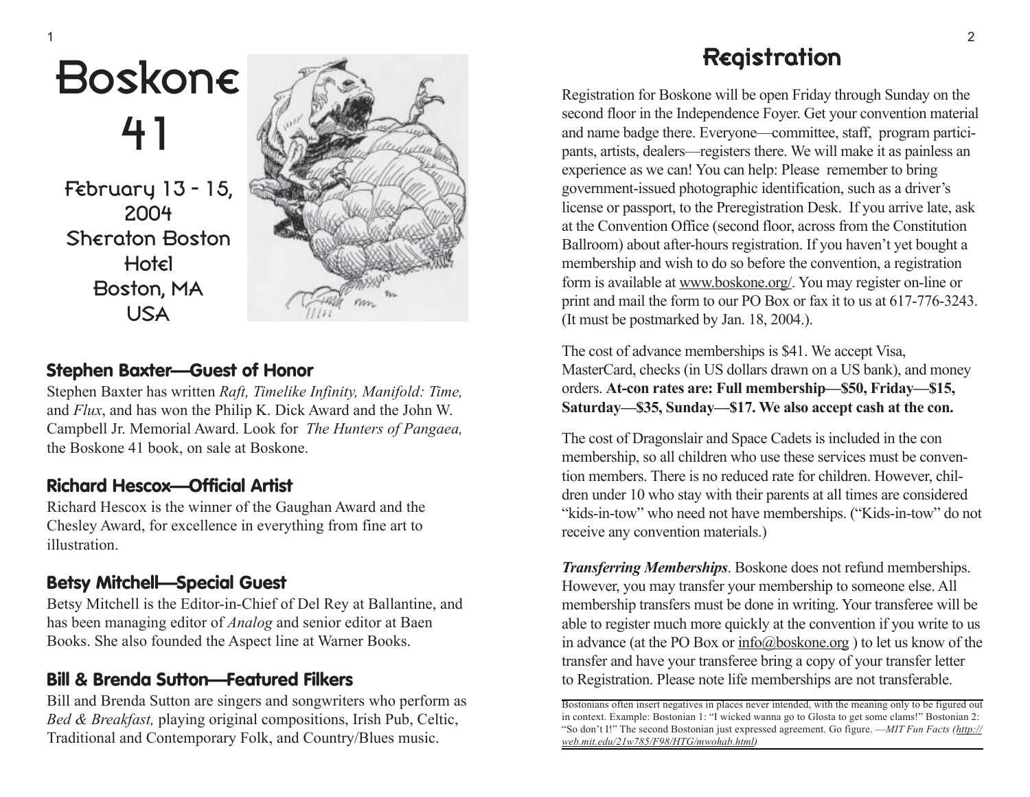# Boskone 41

February 13 - 15, 2004
Sheraton Boston Hotel
Boston, MA
USA

### Stephen Baxter—Guest of Honor

Stephen Baxter has written *Raft, Timelike Infinity, Manifold: Time,* and *Flux*, and has won the Philip K. Dick Award and the John W. Campbell Jr. Memorial Award. Look for *The Hunters of Pangaea,* the Boskone 41 book, on sale at Boskone.

### Richard Hescox—Official Artist

Richard Hescox is the winner of the Gaughan Award and the Chesley Award, for excellence in everything from fine art to illustration.

### Betsy Mitchell—Special Guest

Betsy Mitchell is the Editor-in-Chief of Del Rey at Ballantine, and has been managing editor of *Analog* and senior editor at Baen Books. She also founded the Aspect line at Warner Books.

### Bill & Brenda Sutton—Featured Filkers

Bill and Brenda Sutton are singers and songwriters who perform as *Bed & Breakfast,* playing original compositions, Irish Pub, Celtic, Traditional and Contemporary Folk, and Country/Blues music.

## Registration

Registration for Boskone will be open Friday through Sunday on the second floor in the Independence Foyer. Get your convention material and name badge there. Everyone—committee, staff, program participants, artists, dealers—registers there. We will make it as painless an experience as we can! You can help: Please remember to bring government-issued photographic identification, such as a driver's license or passport, to the Preregistration Desk. If you arrive late, ask at the Convention Office (second floor, across from the Constitution Ballroom) about after-hours registration. If you haven't yet bought a membership and wish to do so before the convention, a registration form is available at www.boskone.org/. You may register on-line or print and mail the form to our PO Box or fax it to us at 617-776-3243. (It must be postmarked by Jan. 18, 2004.).

The cost of advance memberships is $41. We accept Visa, MasterCard, checks (in US dollars drawn on a US bank), and money orders. **At-con rates are: Full membership—$50, Friday—$15, Saturday—$35, Sunday—$17. We also accept cash at the con.**

The cost of Dragonslair and Space Cadets is included in the con membership, so all children who use these services must be convention members. There is no reduced rate for children. However, children under 10 who stay with their parents at all times are considered "kids-in-tow" who need not have memberships. ("Kids-in-tow" do not receive any convention materials.)

***Transferring Memberships***. Boskone does not refund memberships. However, you may transfer your membership to someone else. All membership transfers must be done in writing. Your transferee will be able to register much more quickly at the convention if you write to us in advance (at the PO Box or info@boskone.org ) to let us know of the transfer and have your transferee bring a copy of your transfer letter to Registration. Please note life memberships are not transferable.

---

Bostonians often insert negatives in places never intended, with the meaning only to be figured out in context. Example: Bostonian 1: "I wicked wanna go to Glosta to get some clams!" Bostonian 2: "So don't I!" The second Bostonian just expressed agreement. Go figure. —*MIT Fun Facts (http://web.mit.edu/21w785/F98/HTG/mwohab.html)*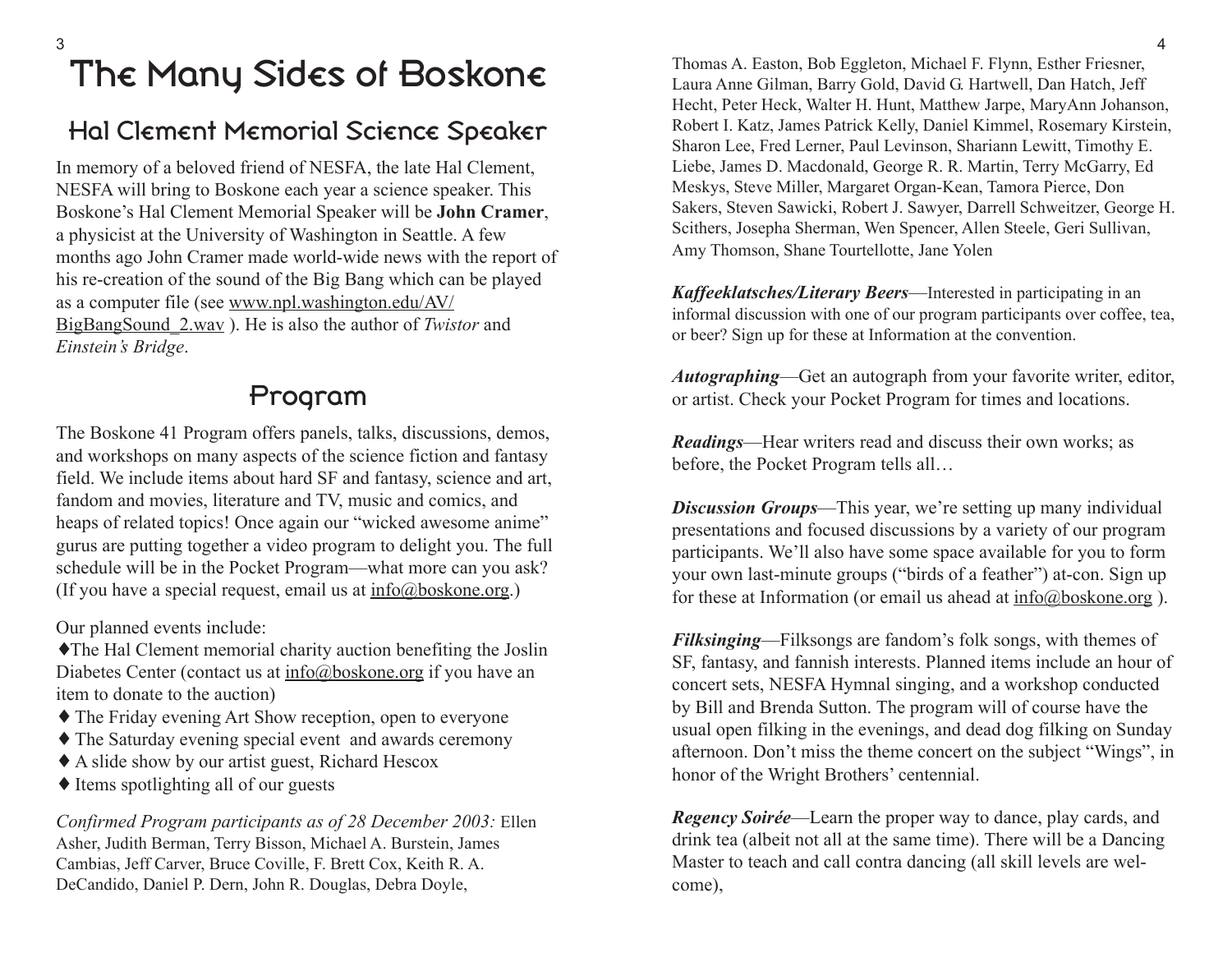# The Many Sides of Boskone

## Hal Clement Memorial Science Speaker

In memory of a beloved friend of NESFA, the late Hal Clement, NESFA will bring to Boskone each year a science speaker. This Boskone's Hal Clement Memorial Speaker will be **John Cramer**, a physicist at the University of Washington in Seattle. A few months ago John Cramer made world-wide news with the report of his re-creation of the sound of the Big Bang which can be played as a computer file (see www.npl.washington.edu/AV/BigBangSound_2.wav ). He is also the author of *Twistor* and *Einstein's Bridge*.

## Program

The Boskone 41 Program offers panels, talks, discussions, demos, and workshops on many aspects of the science fiction and fantasy field. We include items about hard SF and fantasy, science and art, fandom and movies, literature and TV, music and comics, and heaps of related topics! Once again our "wicked awesome anime" gurus are putting together a video program to delight you. The full schedule will be in the Pocket Program—what more can you ask? (If you have a special request, email us at info@boskone.org.)

Our planned events include:

- ♦The Hal Clement memorial charity auction benefiting the Joslin Diabetes Center (contact us at info@boskone.org if you have an item to donate to the auction)
- ♦ The Friday evening Art Show reception, open to everyone
- ♦ The Saturday evening special event and awards ceremony
- ♦ A slide show by our artist guest, Richard Hescox
- ♦ Items spotlighting all of our guests

*Confirmed Program participants as of 28 December 2003:* Ellen Asher, Judith Berman, Terry Bisson, Michael A. Burstein, James Cambias, Jeff Carver, Bruce Coville, F. Brett Cox, Keith R. A. DeCandido, Daniel P. Dern, John R. Douglas, Debra Doyle, Thomas A. Easton, Bob Eggleton, Michael F. Flynn, Esther Friesner, Laura Anne Gilman, Barry Gold, David G. Hartwell, Dan Hatch, Jeff Hecht, Peter Heck, Walter H. Hunt, Matthew Jarpe, MaryAnn Johanson, Robert I. Katz, James Patrick Kelly, Daniel Kimmel, Rosemary Kirstein, Sharon Lee, Fred Lerner, Paul Levinson, Shariann Lewitt, Timothy E. Liebe, James D. Macdonald, George R. R. Martin, Terry McGarry, Ed Meskys, Steve Miller, Margaret Organ-Kean, Tamora Pierce, Don Sakers, Steven Sawicki, Robert J. Sawyer, Darrell Schweitzer, George H. Scithers, Josepha Sherman, Wen Spencer, Allen Steele, Geri Sullivan, Amy Thomson, Shane Tourtellotte, Jane Yolen

***Kaffeeklatsches/Literary Beers***—Interested in participating in an informal discussion with one of our program participants over coffee, tea, or beer? Sign up for these at Information at the convention.

***Autographing***—Get an autograph from your favorite writer, editor, or artist. Check your Pocket Program for times and locations.

***Readings***—Hear writers read and discuss their own works; as before, the Pocket Program tells all…

***Discussion Groups***—This year, we're setting up many individual presentations and focused discussions by a variety of our program participants. We'll also have some space available for you to form your own last-minute groups ("birds of a feather") at-con. Sign up for these at Information (or email us ahead at info@boskone.org ).

***Filksinging***—Filksongs are fandom's folk songs, with themes of SF, fantasy, and fannish interests. Planned items include an hour of concert sets, NESFA Hymnal singing, and a workshop conducted by Bill and Brenda Sutton. The program will of course have the usual open filking in the evenings, and dead dog filking on Sunday afternoon. Don't miss the theme concert on the subject "Wings", in honor of the Wright Brothers' centennial.

***Regency Soirée***—Learn the proper way to dance, play cards, and drink tea (albeit not all at the same time). There will be a Dancing Master to teach and call contra dancing (all skill levels are welcome),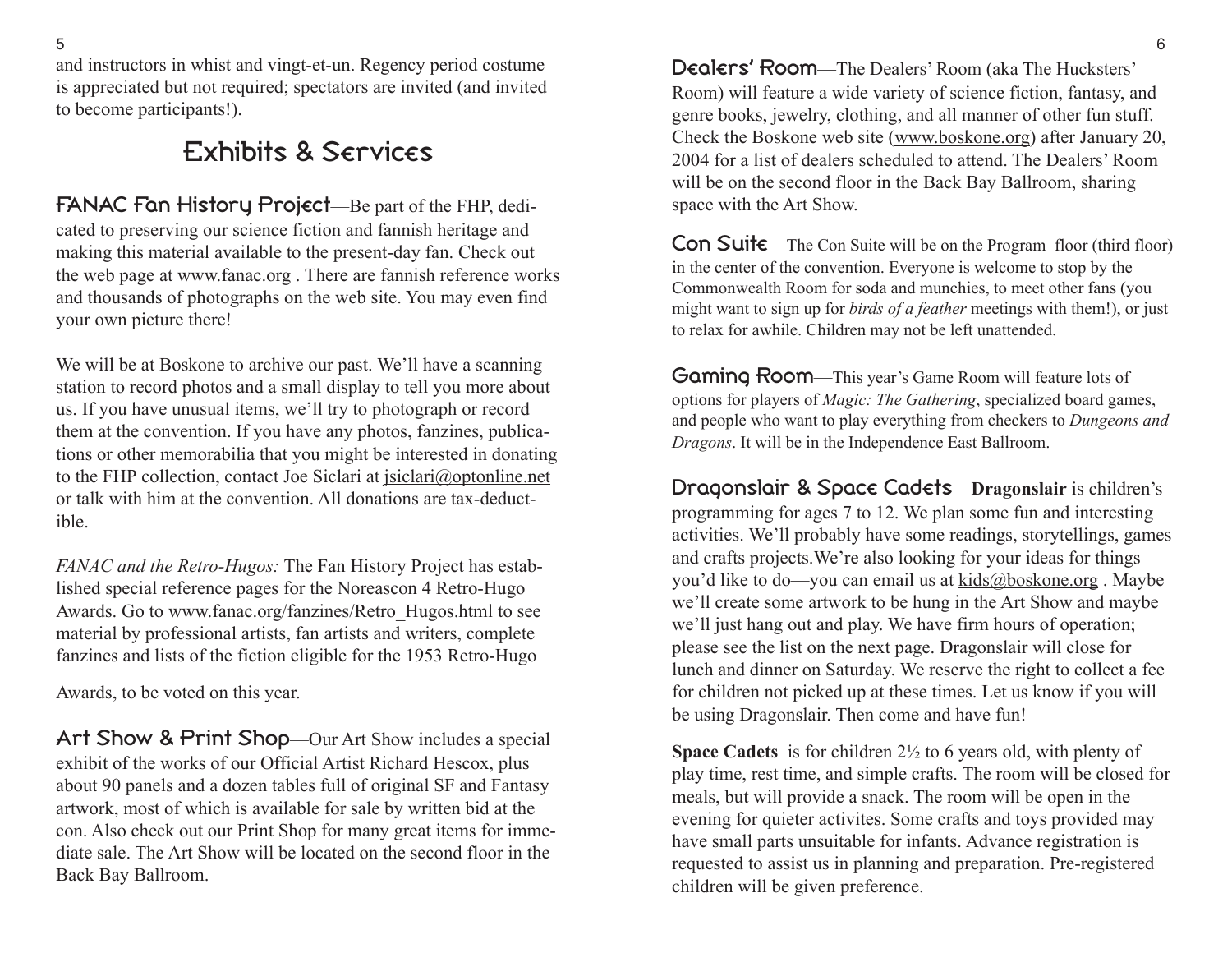and instructors in whist and vingt-et-un. Regency period costume is appreciated but not required; spectators are invited (and invited to become participants!).

## Exhibits & Services

**FANAC Fan History Project**—Be part of the FHP, dedicated to preserving our science fiction and fannish heritage and making this material available to the present-day fan. Check out the web page at www.fanac.org . There are fannish reference works and thousands of photographs on the web site. You may even find your own picture there!

We will be at Boskone to archive our past. We'll have a scanning station to record photos and a small display to tell you more about us. If you have unusual items, we'll try to photograph or record them at the convention. If you have any photos, fanzines, publications or other memorabilia that you might be interested in donating to the FHP collection, contact Joe Siclari at jsiclari@optonline.net or talk with him at the convention. All donations are tax-deductible.

*FANAC and the Retro-Hugos:* The Fan History Project has established special reference pages for the Noreascon 4 Retro-Hugo Awards. Go to www.fanac.org/fanzines/Retro_Hugos.html to see material by professional artists, fan artists and writers, complete fanzines and lists of the fiction eligible for the 1953 Retro-Hugo Awards, to be voted on this year.

**Art Show & Print Shop**—Our Art Show includes a special exhibit of the works of our Official Artist Richard Hescox, plus about 90 panels and a dozen tables full of original SF and Fantasy artwork, most of which is available for sale by written bid at the con. Also check out our Print Shop for many great items for immediate sale. The Art Show will be located on the second floor in the Back Bay Ballroom.

**Dealers' Room**—The Dealers' Room (aka The Hucksters' Room) will feature a wide variety of science fiction, fantasy, and genre books, jewelry, clothing, and all manner of other fun stuff. Check the Boskone web site (www.boskone.org) after January 20, 2004 for a list of dealers scheduled to attend. The Dealers' Room will be on the second floor in the Back Bay Ballroom, sharing space with the Art Show.

**Con Suite**—The Con Suite will be on the Program floor (third floor) in the center of the convention. Everyone is welcome to stop by the Commonwealth Room for soda and munchies, to meet other fans (you might want to sign up for *birds of a feather* meetings with them!), or just to relax for awhile. Children may not be left unattended.

**Gaming Room**—This year's Game Room will feature lots of options for players of *Magic: The Gathering*, specialized board games, and people who want to play everything from checkers to *Dungeons and Dragons*. It will be in the Independence East Ballroom.

**Dragonslair & Space Cadets**—**Dragonslair** is children's programming for ages 7 to 12. We plan some fun and interesting activities. We'll probably have some readings, storytellings, games and crafts projects.We're also looking for your ideas for things you'd like to do—you can email us at kids@boskone.org . Maybe we'll create some artwork to be hung in the Art Show and maybe we'll just hang out and play. We have firm hours of operation; please see the list on the next page. Dragonslair will close for lunch and dinner on Saturday. We reserve the right to collect a fee for children not picked up at these times. Let us know if you will be using Dragonslair. Then come and have fun!

**Space Cadets** is for children 2½ to 6 years old, with plenty of play time, rest time, and simple crafts. The room will be closed for meals, but will provide a snack. The room will be open in the evening for quieter activites. Some crafts and toys provided may have small parts unsuitable for infants. Advance registration is requested to assist us in planning and preparation. Pre-registered children will be given preference.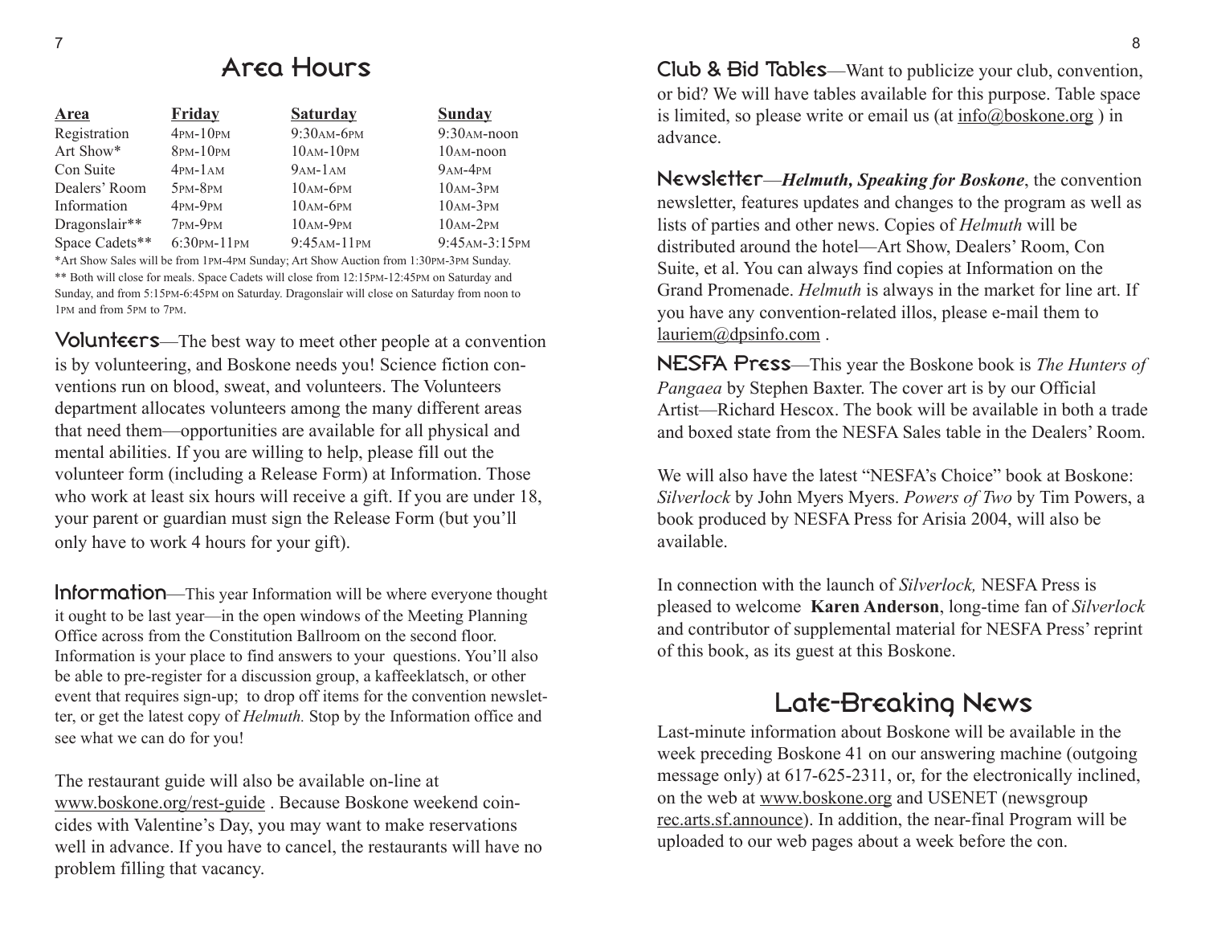## Area Hours

| Area | Friday | Saturday | Sunday |
|---|---|---|---|
| Registration | 4PM-10PM | 9:30AM-6PM | 9:30AM-noon |
| Art Show* | 8PM-10PM | 10AM-10PM | 10AM-noon |
| Con Suite | 4PM-1AM | 9AM-1AM | 9AM-4PM |
| Dealers' Room | 5PM-8PM | 10AM-6PM | 10AM-3PM |
| Information | 4PM-9PM | 10AM-6PM | 10AM-3PM |
| Dragonslair** | 7PM-9PM | 10AM-9PM | 10AM-2PM |
| Space Cadets** | 6:30PM-11PM | 9:45AM-11PM | 9:45AM-3:15PM |

*Art Show Sales will be from 1PM-4PM Sunday; Art Show Auction from 1:30PM-3PM Sunday.
** Both will close for meals. Space Cadets will close from 12:15PM-12:45PM on Saturday and Sunday, and from 5:15PM-6:45PM on Saturday. Dragonslair will close on Saturday from noon to 1PM and from 5PM to 7PM.

**Volunteers**—The best way to meet other people at a convention is by volunteering, and Boskone needs you! Science fiction conventions run on blood, sweat, and volunteers. The Volunteers department allocates volunteers among the many different areas that need them—opportunities are available for all physical and mental abilities. If you are willing to help, please fill out the volunteer form (including a Release Form) at Information. Those who work at least six hours will receive a gift. If you are under 18, your parent or guardian must sign the Release Form (but you'll only have to work 4 hours for your gift).

**Information**—This year Information will be where everyone thought it ought to be last year—in the open windows of the Meeting Planning Office across from the Constitution Ballroom on the second floor. Information is your place to find answers to your questions. You'll also be able to pre-register for a discussion group, a kaffeeklatsch, or other event that requires sign-up; to drop off items for the convention newsletter, or get the latest copy of *Helmuth.* Stop by the Information office and see what we can do for you!

The restaurant guide will also be available on-line at www.boskone.org/rest-guide . Because Boskone weekend coincides with Valentine's Day, you may want to make reservations well in advance. If you have to cancel, the restaurants will have no problem filling that vacancy.

**Club & Bid Tables**—Want to publicize your club, convention, or bid? We will have tables available for this purpose. Table space is limited, so please write or email us (at info@boskone.org ) in advance.

**Newsletter**—***Helmuth, Speaking for Boskone***, the convention newsletter, features updates and changes to the program as well as lists of parties and other news. Copies of *Helmuth* will be distributed around the hotel—Art Show, Dealers' Room, Con Suite, et al. You can always find copies at Information on the Grand Promenade. *Helmuth* is always in the market for line art. If you have any convention-related illos, please e-mail them to lauriem@dpsinfo.com .

**NESFA Press**—This year the Boskone book is *The Hunters of Pangaea* by Stephen Baxter. The cover art is by our Official Artist—Richard Hescox. The book will be available in both a trade and boxed state from the NESFA Sales table in the Dealers' Room.

We will also have the latest "NESFA's Choice" book at Boskone: *Silverlock* by John Myers Myers. *Powers of Two* by Tim Powers, a book produced by NESFA Press for Arisia 2004, will also be available.

In connection with the launch of *Silverlock,* NESFA Press is pleased to welcome **Karen Anderson**, long-time fan of *Silverlock* and contributor of supplemental material for NESFA Press' reprint of this book, as its guest at this Boskone.

## Late-Breaking News

Last-minute information about Boskone will be available in the week preceding Boskone 41 on our answering machine (outgoing message only) at 617-625-2311, or, for the electronically inclined, on the web at www.boskone.org and USENET (newsgroup rec.arts.sf.announce). In addition, the near-final Program will be uploaded to our web pages about a week before the con.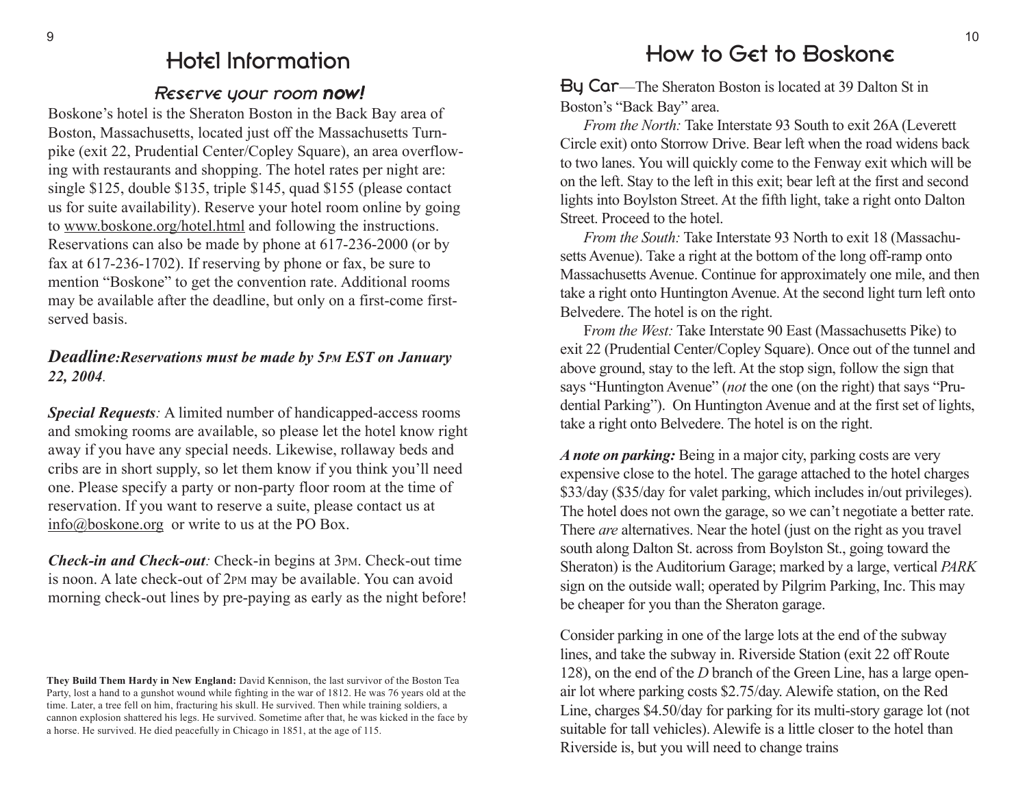# Hotel Information

### *Reserve your room **now!***

Boskone's hotel is the Sheraton Boston in the Back Bay area of Boston, Massachusetts, located just off the Massachusetts Turnpike (exit 22, Prudential Center/Copley Square), an area overflowing with restaurants and shopping. The hotel rates per night are: single $125, double $135, triple $145, quad $155 (please contact us for suite availability). Reserve your hotel room online by going to www.boskone.org/hotel.html and following the instructions. Reservations can also be made by phone at 617-236-2000 (or by fax at 617-236-1702). If reserving by phone or fax, be sure to mention "Boskone" to get the convention rate. Additional rooms may be available after the deadline, but only on a first-come first-served basis.

***Deadline:Reservations must be made by 5PM EST on January 22, 2004*.**

***Special Requests**:* A limited number of handicapped-access rooms and smoking rooms are available, so please let the hotel know right away if you have any special needs. Likewise, rollaway beds and cribs are in short supply, so let them know if you think you'll need one. Please specify a party or non-party floor room at the time of reservation. If you want to reserve a suite, please contact us at info@boskone.org or write to us at the PO Box.

***Check-in and Check-out**:* Check-in begins at 3PM. Check-out time is noon. A late check-out of 2PM may be available. You can avoid morning check-out lines by pre-paying as early as the night before!

**They Build Them Hardy in New England:** David Kennison, the last survivor of the Boston Tea Party, lost a hand to a gunshot wound while fighting in the war of 1812. He was 76 years old at the time. Later, a tree fell on him, fracturing his skull. He survived. Then while training soldiers, a cannon explosion shattered his legs. He survived. Sometime after that, he was kicked in the face by a horse. He survived. He died peacefully in Chicago in 1851, at the age of 115.

# How to Get to Boskone

**By Car**—The Sheraton Boston is located at 39 Dalton St in Boston's "Back Bay" area.

*From the North:* Take Interstate 93 South to exit 26A (Leverett Circle exit) onto Storrow Drive. Bear left when the road widens back to two lanes. You will quickly come to the Fenway exit which will be on the left. Stay to the left in this exit; bear left at the first and second lights into Boylston Street. At the fifth light, take a right onto Dalton Street. Proceed to the hotel.

*From the South:* Take Interstate 93 North to exit 18 (Massachusetts Avenue). Take a right at the bottom of the long off-ramp onto Massachusetts Avenue. Continue for approximately one mile, and then take a right onto Huntington Avenue. At the second light turn left onto Belvedere. The hotel is on the right.

F*rom the West:* Take Interstate 90 East (Massachusetts Pike) to exit 22 (Prudential Center/Copley Square). Once out of the tunnel and above ground, stay to the left. At the stop sign, follow the sign that says "Huntington Avenue" (*not* the one (on the right) that says "Prudential Parking"). On Huntington Avenue and at the first set of lights, take a right onto Belvedere. The hotel is on the right.

***A note on parking:*** Being in a major city, parking costs are very expensive close to the hotel. The garage attached to the hotel charges $33/day ($35/day for valet parking, which includes in/out privileges). The hotel does not own the garage, so we can't negotiate a better rate. There *are* alternatives. Near the hotel (just on the right as you travel south along Dalton St. across from Boylston St., going toward the Sheraton) is the Auditorium Garage; marked by a large, vertical *PARK* sign on the outside wall; operated by Pilgrim Parking, Inc. This may be cheaper for you than the Sheraton garage.

Consider parking in one of the large lots at the end of the subway lines, and take the subway in. Riverside Station (exit 22 off Route 128), on the end of the *D* branch of the Green Line, has a large open-air lot where parking costs $2.75/day. Alewife station, on the Red Line, charges $4.50/day for parking for its multi-story garage lot (not suitable for tall vehicles). Alewife is a little closer to the hotel than Riverside is, but you will need to change trains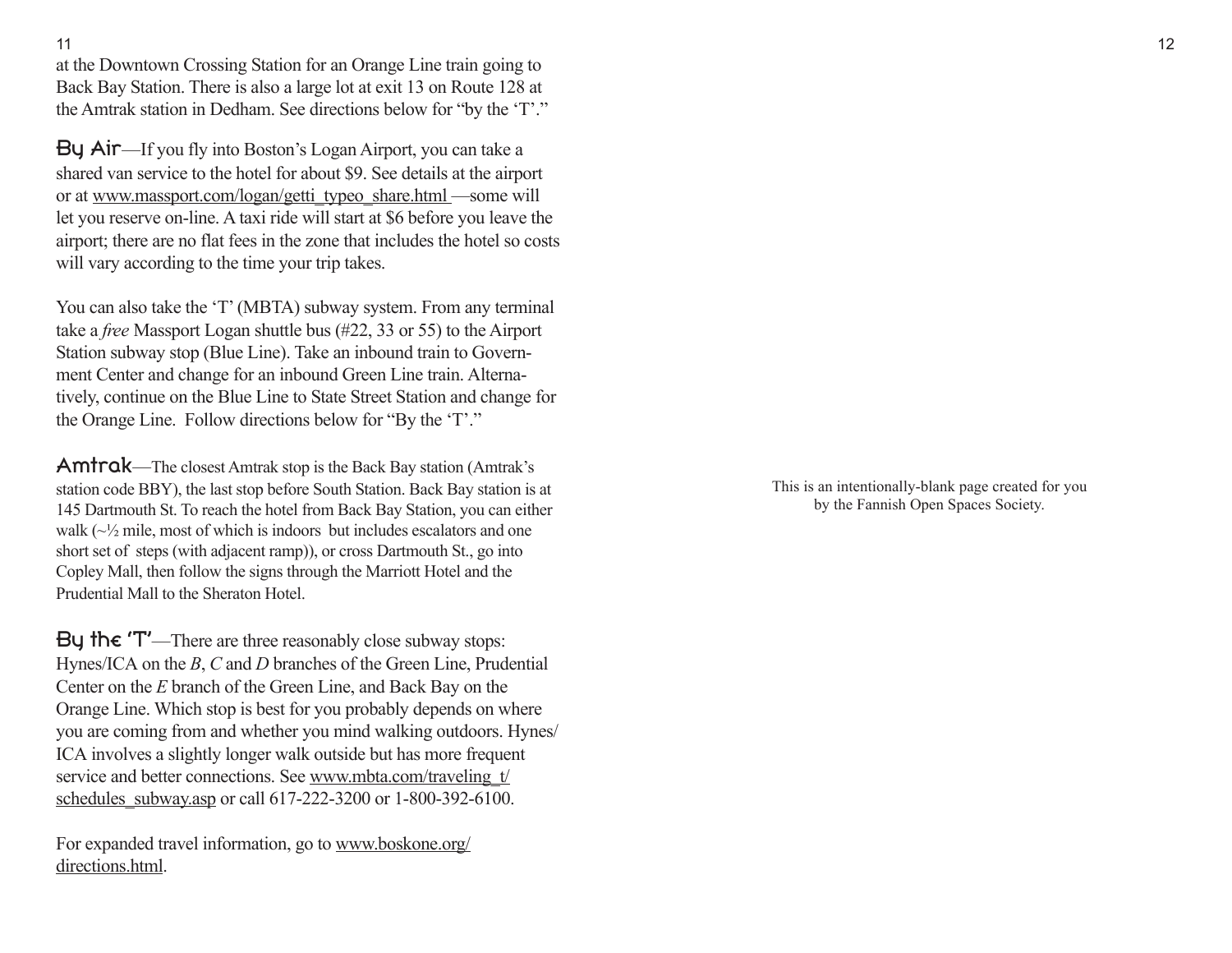at the Downtown Crossing Station for an Orange Line train going to Back Bay Station. There is also a large lot at exit 13 on Route 128 at the Amtrak station in Dedham. See directions below for "by the 'T'."

**By Air**—If you fly into Boston's Logan Airport, you can take a shared van service to the hotel for about $9. See details at the airport or at www.massport.com/logan/getti_typeo_share.html —some will let you reserve on-line. A taxi ride will start at $6 before you leave the airport; there are no flat fees in the zone that includes the hotel so costs will vary according to the time your trip takes.

You can also take the 'T' (MBTA) subway system. From any terminal take a *free* Massport Logan shuttle bus (#22, 33 or 55) to the Airport Station subway stop (Blue Line). Take an inbound train to Government Center and change for an inbound Green Line train. Alternatively, continue on the Blue Line to State Street Station and change for the Orange Line. Follow directions below for "By the 'T'."

**Amtrak**—The closest Amtrak stop is the Back Bay station (Amtrak's station code BBY), the last stop before South Station. Back Bay station is at 145 Dartmouth St. To reach the hotel from Back Bay Station, you can either walk (~½ mile, most of which is indoors but includes escalators and one short set of steps (with adjacent ramp)), or cross Dartmouth St., go into Copley Mall, then follow the signs through the Marriott Hotel and the Prudential Mall to the Sheraton Hotel.

**By the 'T'**—There are three reasonably close subway stops: Hynes/ICA on the *B*, *C* and *D* branches of the Green Line, Prudential Center on the *E* branch of the Green Line, and Back Bay on the Orange Line. Which stop is best for you probably depends on where you are coming from and whether you mind walking outdoors. Hynes/ICA involves a slightly longer walk outside but has more frequent service and better connections. See www.mbta.com/traveling_t/schedules_subway.asp or call 617-222-3200 or 1-800-392-6100.

For expanded travel information, go to www.boskone.org/directions.html.

This is an intentionally-blank page created for you by the Fannish Open Spaces Society.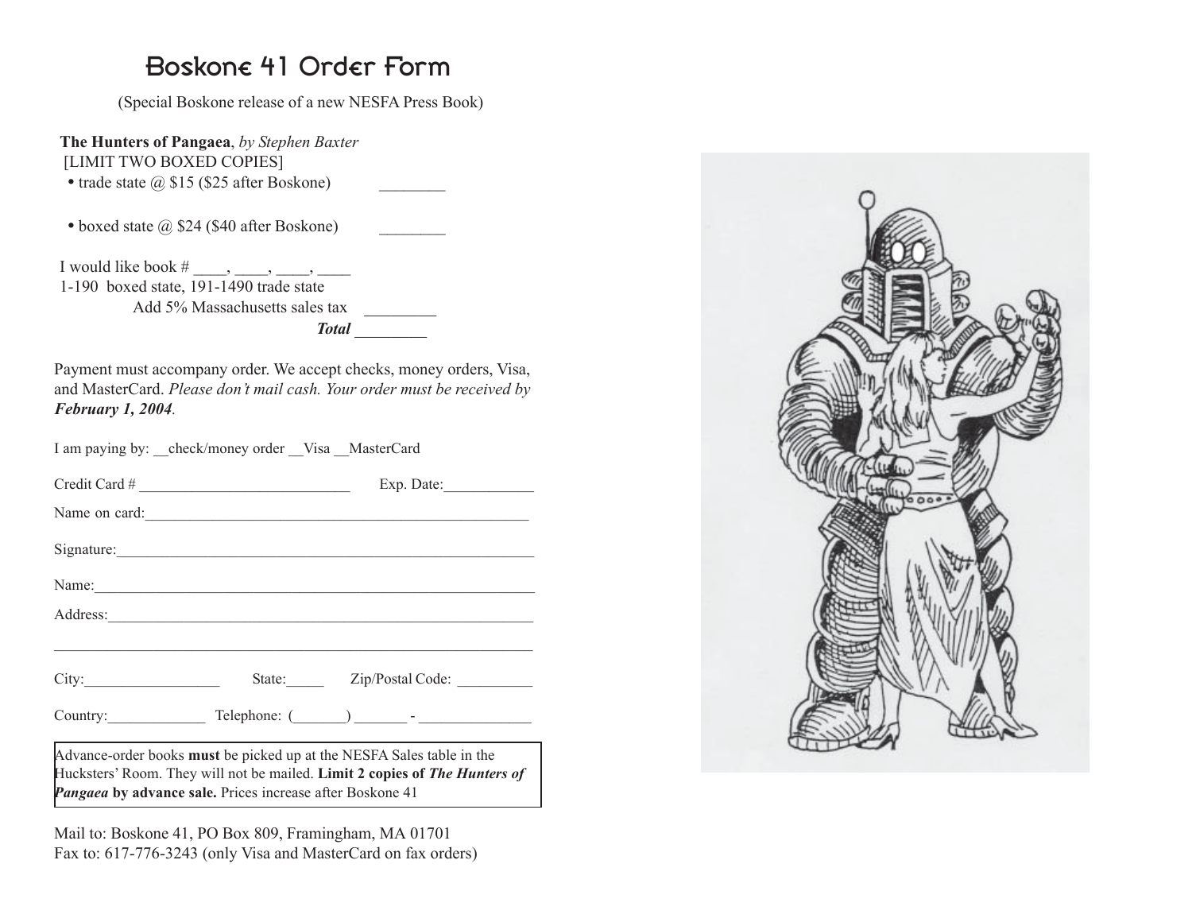# Boskone 41 Order Form

(Special Boskone release of a new NESFA Press Book)

**The Hunters of Pangaea**, *by Stephen Baxter*
[LIMIT TWO BOXED COPIES]

- trade state @ $15 ($25 after Boskone) ________
- boxed state @ $24 ($40 after Boskone) ________

I would like book # ____, ____, ____, ____
1-190 boxed state, 191-1490 trade state

Add 5% Massachusetts sales tax ________

***Total*** ________

Payment must accompany order. We accept checks, money orders, Visa, and MasterCard. *Please don't mail cash. Your order must be received by **February 1, 2004**.*

I am paying by: __check/money order __Visa __MasterCard

Credit Card # ___________________________ Exp. Date:___________

Name on card:_________________________________________________

Signature:_____________________________________________________

Name:_________________________________________________________

Address:_______________________________________________________

_____________________________________________________________

City:_________________ State:_____ Zip/Postal Code: __________

Country:_____________ Telephone: (_______) _______ - ______________

Advance-order books **must** be picked up at the NESFA Sales table in the Hucksters' Room. They will not be mailed. **Limit 2 copies of *The Hunters of Pangaea* by advance sale.** Prices increase after Boskone 41

Mail to: Boskone 41, PO Box 809, Framingham, MA 01701
Fax to: 617-776-3243 (only Visa and MasterCard on fax orders)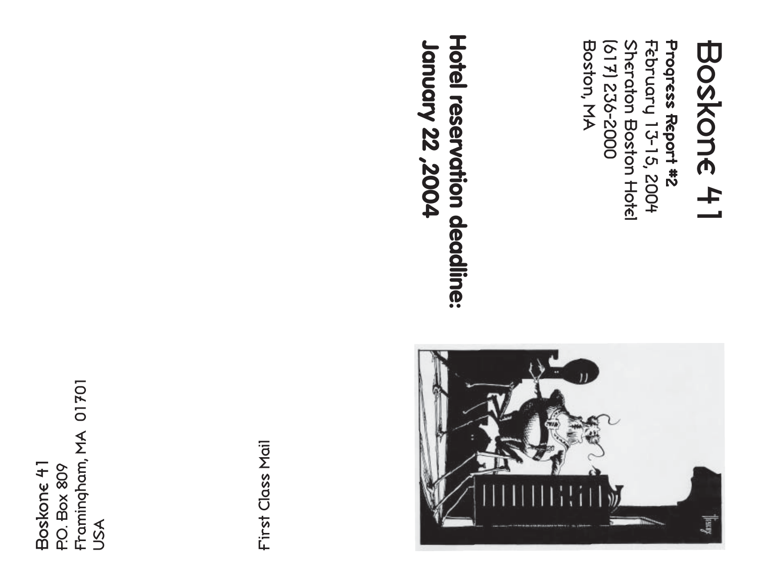# Boskone 41

**Progress Report #2**
February 13-15, 2004
Sheraton Boston Hotel
(617) 236-2000
Boston, MA

**Hotel reservation deadline:**
**January 22 ,2004**

Boskone 41
P.O. Box 809
Framingham, MA 01701
USA

First Class Mail